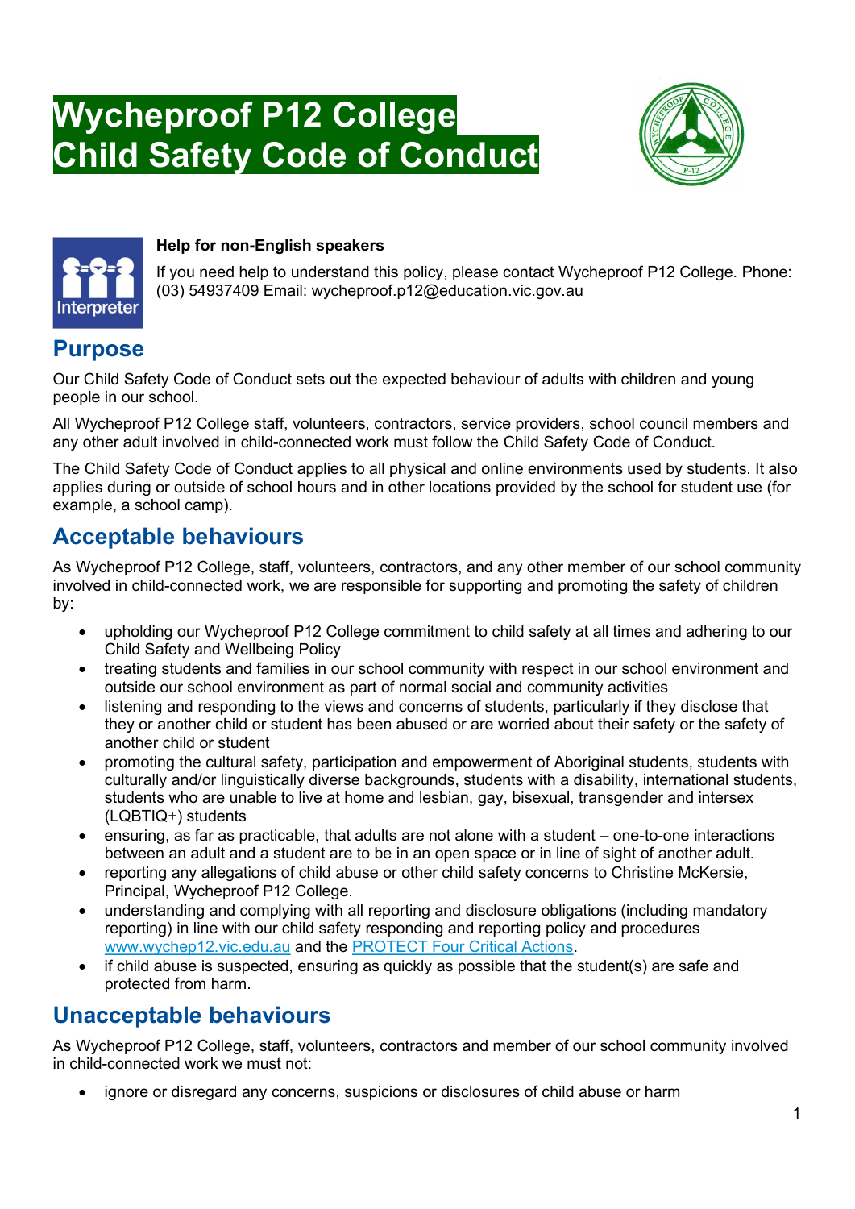# Wycheproof P12 College
# Child Safety Code of Conduct

**Help for non-English speakers**

If you need help to understand this policy, please contact Wycheproof P12 College. Phone: (03) 54937409 Email: wycheproof.p12@education.vic.gov.au

## Purpose

Our Child Safety Code of Conduct sets out the expected behaviour of adults with children and young people in our school.

All Wycheproof P12 College staff, volunteers, contractors, service providers, school council members and any other adult involved in child-connected work must follow the Child Safety Code of Conduct.

The Child Safety Code of Conduct applies to all physical and online environments used by students. It also applies during or outside of school hours and in other locations provided by the school for student use (for example, a school camp).

## Acceptable behaviours

As Wycheproof P12 College, staff, volunteers, contractors, and any other member of our school community involved in child-connected work, we are responsible for supporting and promoting the safety of children by:

- upholding our Wycheproof P12 College commitment to child safety at all times and adhering to our Child Safety and Wellbeing Policy
- treating students and families in our school community with respect in our school environment and outside our school environment as part of normal social and community activities
- listening and responding to the views and concerns of students, particularly if they disclose that they or another child or student has been abused or are worried about their safety or the safety of another child or student
- promoting the cultural safety, participation and empowerment of Aboriginal students, students with culturally and/or linguistically diverse backgrounds, students with a disability, international students, students who are unable to live at home and lesbian, gay, bisexual, transgender and intersex (LQBTIQ+) students
- ensuring, as far as practicable, that adults are not alone with a student – one-to-one interactions between an adult and a student are to be in an open space or in line of sight of another adult.
- reporting any allegations of child abuse or other child safety concerns to Christine McKersie, Principal, Wycheproof P12 College.
- understanding and complying with all reporting and disclosure obligations (including mandatory reporting) in line with our child safety responding and reporting policy and procedures [www.wychep12.vic.edu.au](www.wychep12.vic.edu.au) and the PROTECT Four Critical Actions.
- if child abuse is suspected, ensuring as quickly as possible that the student(s) are safe and protected from harm.

## Unacceptable behaviours

As Wycheproof P12 College, staff, volunteers, contractors and member of our school community involved in child-connected work we must not:

- ignore or disregard any concerns, suspicions or disclosures of child abuse or harm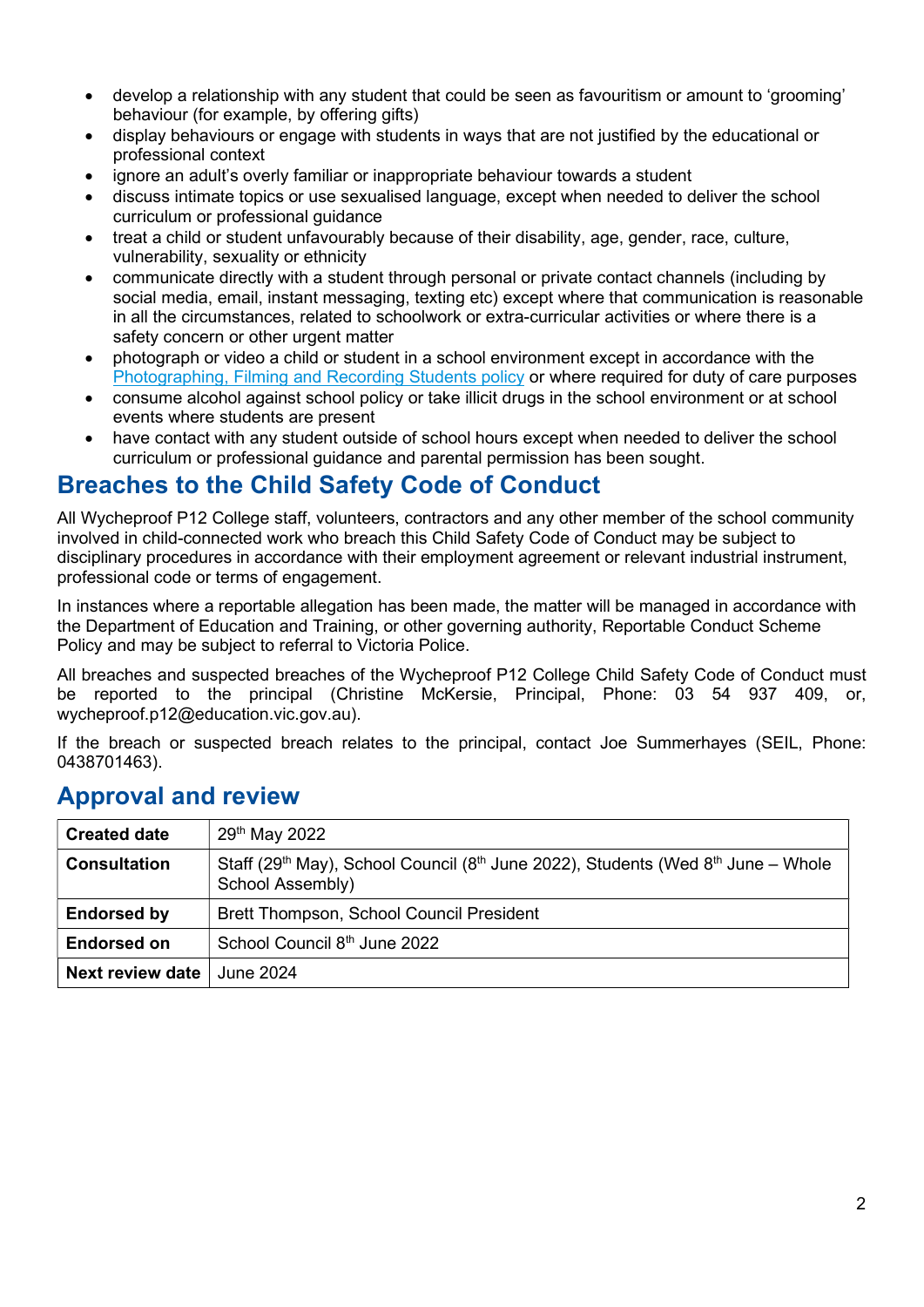- develop a relationship with any student that could be seen as favouritism or amount to 'grooming' behaviour (for example, by offering gifts)
- display behaviours or engage with students in ways that are not justified by the educational or professional context
- ignore an adult's overly familiar or inappropriate behaviour towards a student
- discuss intimate topics or use sexualised language, except when needed to deliver the school curriculum or professional guidance
- treat a child or student unfavourably because of their disability, age, gender, race, culture, vulnerability, sexuality or ethnicity
- communicate directly with a student through personal or private contact channels (including by social media, email, instant messaging, texting etc) except where that communication is reasonable in all the circumstances, related to schoolwork or extra-curricular activities or where there is a safety concern or other urgent matter
- photograph or video a child or student in a school environment except in accordance with the [Photographing, Filming and Recording Students policy] or where required for duty of care purposes
- consume alcohol against school policy or take illicit drugs in the school environment or at school events where students are present
- have contact with any student outside of school hours except when needed to deliver the school curriculum or professional guidance and parental permission has been sought.

## Breaches to the Child Safety Code of Conduct

All Wycheproof P12 College staff, volunteers, contractors and any other member of the school community involved in child-connected work who breach this Child Safety Code of Conduct may be subject to disciplinary procedures in accordance with their employment agreement or relevant industrial instrument, professional code or terms of engagement.

In instances where a reportable allegation has been made, the matter will be managed in accordance with the Department of Education and Training, or other governing authority, Reportable Conduct Scheme Policy and may be subject to referral to Victoria Police.

All breaches and suspected breaches of the Wycheproof P12 College Child Safety Code of Conduct must be reported to the principal (Christine McKersie, Principal, Phone: 03 54 937 409, or, wycheproof.p12@education.vic.gov.au).

If the breach or suspected breach relates to the principal, contact Joe Summerhayes (SEIL, Phone: 0438701463).

## Approval and review

| | |
|---|---|
| **Created date** | 29th May 2022 |
| **Consultation** | Staff (29th May), School Council (8th June 2022), Students (Wed 8th June – Whole School Assembly) |
| **Endorsed by** | Brett Thompson, School Council President |
| **Endorsed on** | School Council 8th June 2022 |
| **Next review date** | June 2024 |